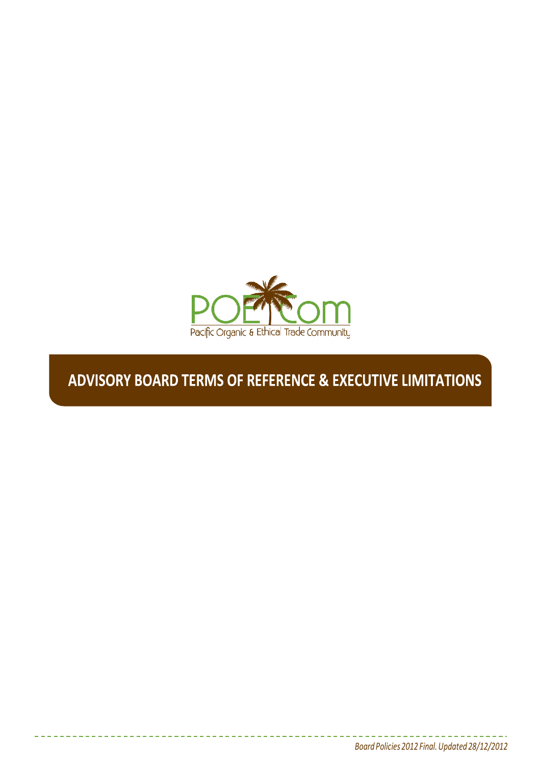POETCom

Pacific Organic & Ethical Trade Community

# ADVISORY BOARD TERMS OF REFERENCE & EXECUTIVE LIMITATIONS

*Board Policies 2012 Final. Updated 28/12/2012*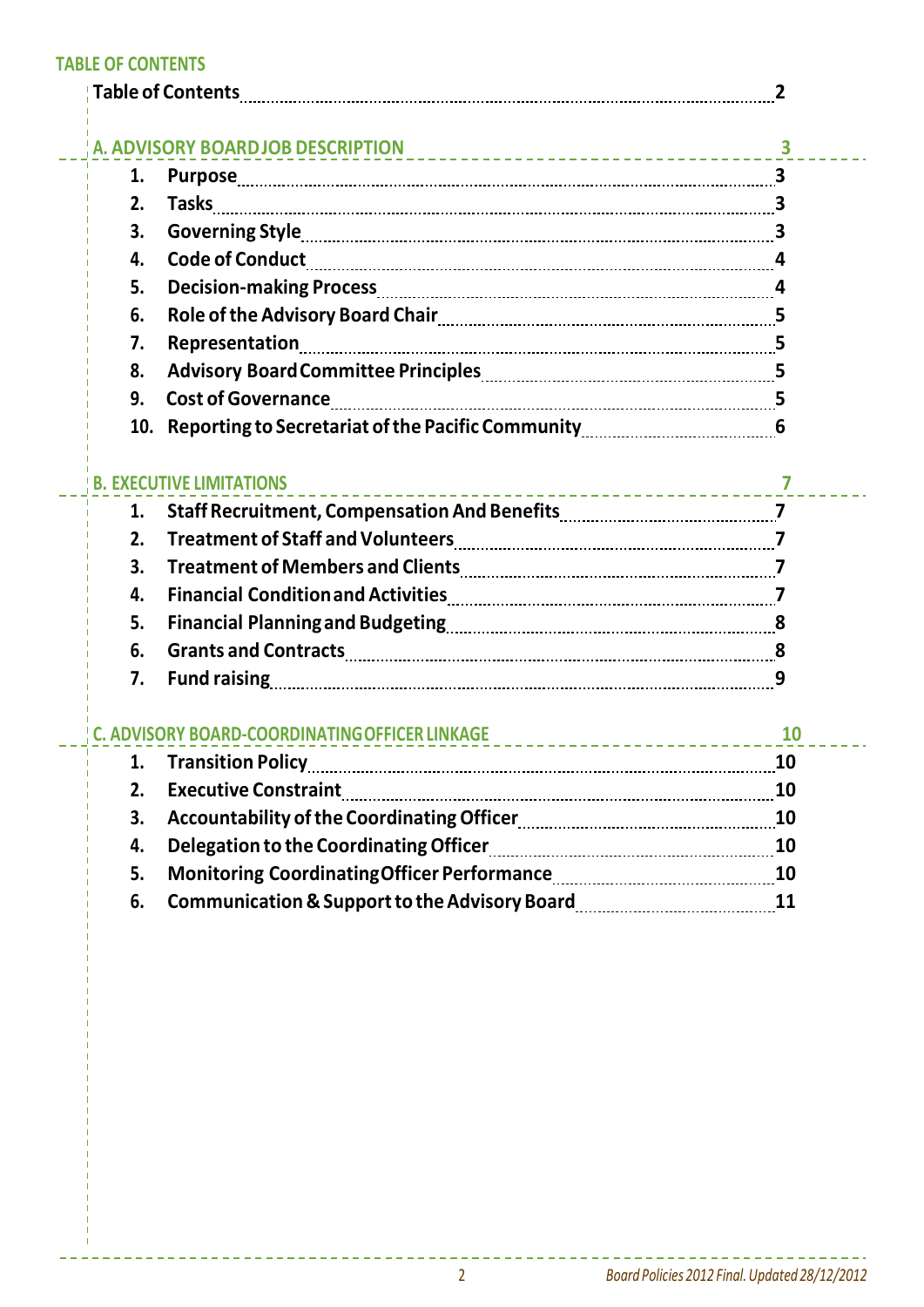## TABLE OF CONTENTS

**Table of Contents** .......... 2

**A. ADVISORY BOARD JOB DESCRIPTION** .......... 3

1. **Purpose** .......... 3
2. **Tasks** .......... 3
3. **Governing Style** .......... 3
4. **Code of Conduct** .......... 4
5. **Decision-making Process** .......... 4
6. **Role of the Advisory Board Chair** .......... 5
7. **Representation** .......... 5
8. **Advisory Board Committee Principles** .......... 5
9. **Cost of Governance** .......... 5
10. **Reporting to Secretariat of the Pacific Community** .......... 6

**B. EXECUTIVE LIMITATIONS** .......... 7

1. **Staff Recruitment, Compensation And Benefits** .......... 7
2. **Treatment of Staff and Volunteers** .......... 7
3. **Treatment of Members and Clients** .......... 7
4. **Financial Condition and Activities** .......... 7
5. **Financial Planning and Budgeting** .......... 8
6. **Grants and Contracts** .......... 8
7. **Fund raising** .......... 9

**C. ADVISORY BOARD-COORDINATING OFFICER LINKAGE** .......... 10

1. **Transition Policy** .......... 10
2. **Executive Constraint** .......... 10
3. **Accountability of the Coordinating Officer** .......... 10
4. **Delegation to the Coordinating Officer** .......... 10
5. **Monitoring Coordinating Officer Performance** .......... 10
6. **Communication & Support to the Advisory Board** .......... 11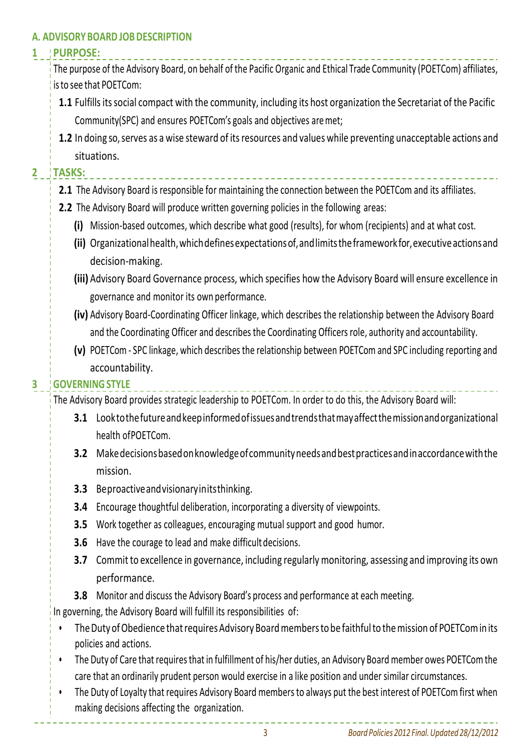## A. ADVISORY BOARD JOB DESCRIPTION

### 1 PURPOSE:

The purpose of the Advisory Board, on behalf of the Pacific Organic and Ethical Trade Community (POETCom) affiliates, is to see that POETCom:

- **1.1** Fulfills its social compact with the community, including its host organization the Secretariat of the Pacific Community(SPC) and ensures POETCom's goals and objectives are met;
- **1.2** In doing so, serves as a wise steward of its resources and values while preventing unacceptable actions and situations.

### 2 TASKS:

- **2.1** The Advisory Board is responsible for maintaining the connection between the POETCom and its affiliates.
- **2.2** The Advisory Board will produce written governing policies in the following areas:
  - **(i)** Mission-based outcomes, which describe what good (results), for whom (recipients) and at what cost.
  - **(ii)** Organizational health, which defines expectations of, and limits the framework for, executive actions and decision-making.
  - **(iii)** Advisory Board Governance process, which specifies how the Advisory Board will ensure excellence in governance and monitor its own performance.
  - **(iv)** Advisory Board-Coordinating Officer linkage, which describes the relationship between the Advisory Board and the Coordinating Officer and describes the Coordinating Officers role, authority and accountability.
  - **(v)** POETCom - SPC linkage, which describes the relationship between POETCom and SPC including reporting and accountability.

### 3 GOVERNING STYLE

The Advisory Board provides strategic leadership to POETCom. In order to do this, the Advisory Board will:

- **3.1** Look to the future and keep informed of issues and trends that may affect the mission and organizational health of POETCom.
- **3.2** Make decisions based on knowledge of community needs and best practices and in accordance with the mission.
- **3.3** Be proactive and visionary in its thinking.
- **3.4** Encourage thoughtful deliberation, incorporating a diversity of viewpoints.
- **3.5** Work together as colleagues, encouraging mutual support and good humor.
- **3.6** Have the courage to lead and make difficult decisions.
- **3.7** Commit to excellence in governance, including regularly monitoring, assessing and improving its own performance.
- **3.8** Monitor and discuss the Advisory Board's process and performance at each meeting.

In governing, the Advisory Board will fulfill its responsibilities of:

- The Duty of Obedience that requires Advisory Board members to be faithful to the mission of POETCom in its policies and actions.
- The Duty of Care that requires that in fulfillment of his/her duties, an Advisory Board member owes POETCom the care that an ordinarily prudent person would exercise in a like position and under similar circumstances.
- The Duty of Loyalty that requires Advisory Board members to always put the best interest of POETCom first when making decisions affecting the organization.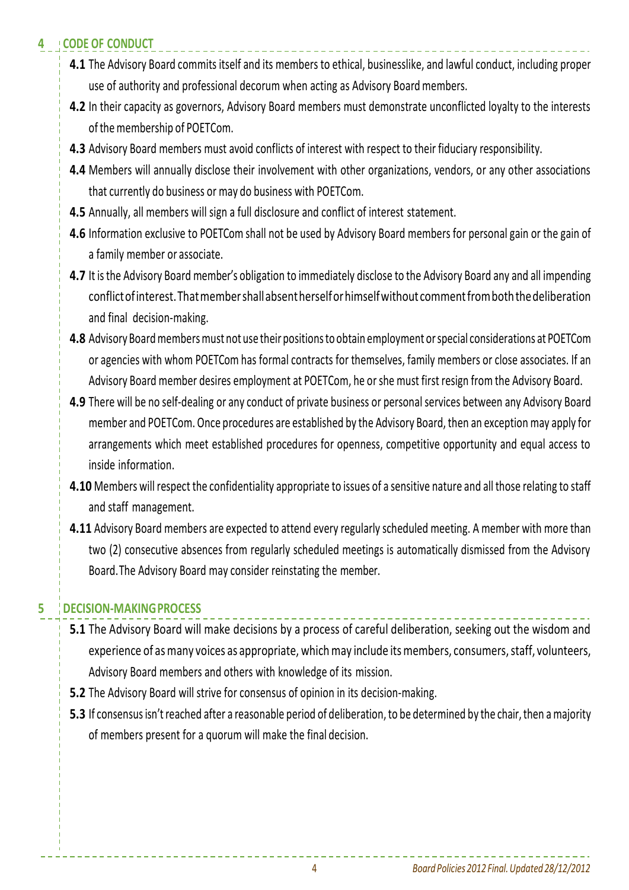## 4 CODE OF CONDUCT

**4.1** The Advisory Board commits itself and its members to ethical, businesslike, and lawful conduct, including proper use of authority and professional decorum when acting as Advisory Board members.

**4.2** In their capacity as governors, Advisory Board members must demonstrate unconflicted loyalty to the interests of the membership of POETCom.

**4.3** Advisory Board members must avoid conflicts of interest with respect to their fiduciary responsibility.

**4.4** Members will annually disclose their involvement with other organizations, vendors, or any other associations that currently do business or may do business with POETCom.

**4.5** Annually, all members will sign a full disclosure and conflict of interest statement.

**4.6** Information exclusive to POETCom shall not be used by Advisory Board members for personal gain or the gain of a family member or associate.

**4.7** It is the Advisory Board member's obligation to immediately disclose to the Advisory Board any and all impending conflict of interest. That member shall absent herself or himself without comment from both the deliberation and final decision-making.

**4.8** Advisory Board members must not use their positions to obtain employment or special considerations at POETCom or agencies with whom POETCom has formal contracts for themselves, family members or close associates. If an Advisory Board member desires employment at POETCom, he or she must first resign from the Advisory Board.

**4.9** There will be no self-dealing or any conduct of private business or personal services between any Advisory Board member and POETCom. Once procedures are established by the Advisory Board, then an exception may apply for arrangements which meet established procedures for openness, competitive opportunity and equal access to inside information.

**4.10** Members will respect the confidentiality appropriate to issues of a sensitive nature and all those relating to staff and staff management.

**4.11** Advisory Board members are expected to attend every regularly scheduled meeting. A member with more than two (2) consecutive absences from regularly scheduled meetings is automatically dismissed from the Advisory Board. The Advisory Board may consider reinstating the member.

## 5 DECISION-MAKING PROCESS

**5.1** The Advisory Board will make decisions by a process of careful deliberation, seeking out the wisdom and experience of as many voices as appropriate, which may include its members, consumers, staff, volunteers, Advisory Board members and others with knowledge of its mission.

**5.2** The Advisory Board will strive for consensus of opinion in its decision-making.

**5.3** If consensus isn't reached after a reasonable period of deliberation, to be determined by the chair, then a majority of members present for a quorum will make the final decision.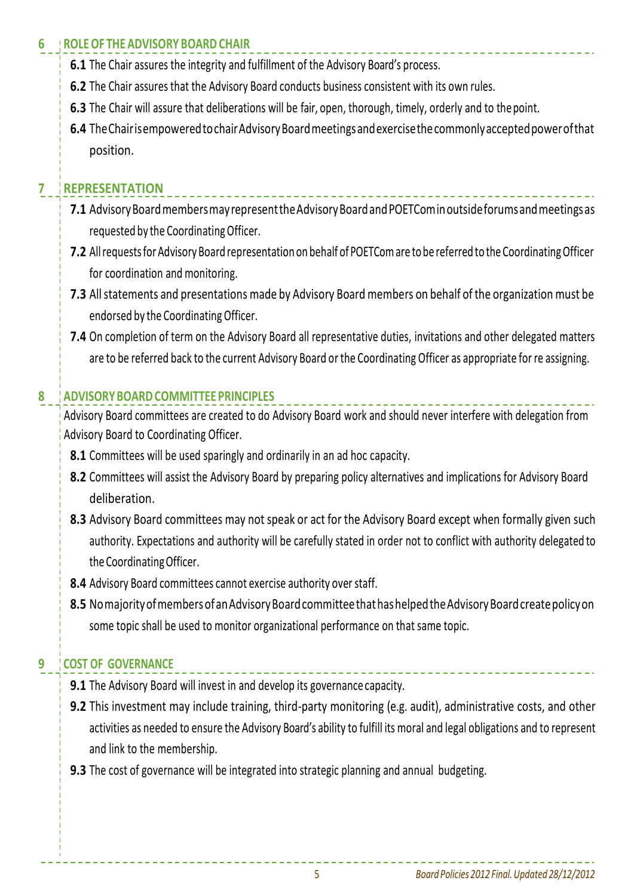## 6 ROLE OF THE ADVISORY BOARD CHAIR

**6.1** The Chair assures the integrity and fulfillment of the Advisory Board's process.

**6.2** The Chair assures that the Advisory Board conducts business consistent with its own rules.

**6.3** The Chair will assure that deliberations will be fair, open, thorough, timely, orderly and to the point.

**6.4** The Chair is empowered to chair Advisory Board meetings and exercise the commonly accepted power of that position.

## 7 REPRESENTATION

**7.1** Advisory Board members may represent the Advisory Board and POETCom in outside forums and meetings as requested by the Coordinating Officer.

**7.2** All requests for Advisory Board representation on behalf of POETCom are to be referred to the Coordinating Officer for coordination and monitoring.

**7.3** All statements and presentations made by Advisory Board members on behalf of the organization must be endorsed by the Coordinating Officer.

**7.4** On completion of term on the Advisory Board all representative duties, invitations and other delegated matters are to be referred back to the current Advisory Board or the Coordinating Officer as appropriate for re assigning.

## 8 ADVISORY BOARD COMMITTEE PRINCIPLES

Advisory Board committees are created to do Advisory Board work and should never interfere with delegation from Advisory Board to Coordinating Officer.

**8.1** Committees will be used sparingly and ordinarily in an ad hoc capacity.

**8.2** Committees will assist the Advisory Board by preparing policy alternatives and implications for Advisory Board deliberation.

**8.3** Advisory Board committees may not speak or act for the Advisory Board except when formally given such authority. Expectations and authority will be carefully stated in order not to conflict with authority delegated to the Coordinating Officer.

**8.4** Advisory Board committees cannot exercise authority over staff.

**8.5** No majority of members of an Advisory Board committee that has helped the Advisory Board create policy on some topic shall be used to monitor organizational performance on that same topic.

## 9 COST OF GOVERNANCE

**9.1** The Advisory Board will invest in and develop its governance capacity.

**9.2** This investment may include training, third-party monitoring (e.g. audit), administrative costs, and other activities as needed to ensure the Advisory Board's ability to fulfill its moral and legal obligations and to represent and link to the membership.

**9.3** The cost of governance will be integrated into strategic planning and annual budgeting.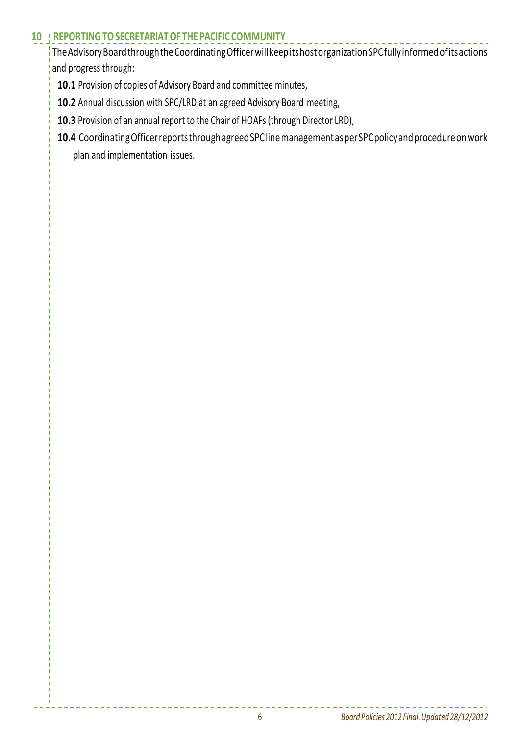## 10 REPORTING TO SECRETARIAT OF THE PACIFIC COMMUNITY

The Advisory Board through the Coordinating Officer will keep its host organization SPC fully informed of its actions and progress through:

**10.1** Provision of copies of Advisory Board and committee minutes,

**10.2** Annual discussion with SPC/LRD at an agreed Advisory Board meeting,

**10.3** Provision of an annual report to the Chair of HOAFs (through Director LRD),

**10.4** Coordinating Officer reports through agreed SPC line management as per SPC policy and procedure on work plan and implementation issues.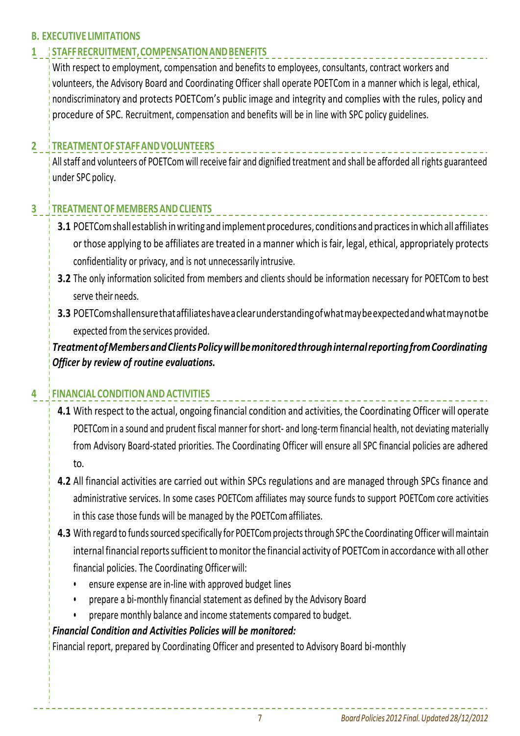## B. EXECUTIVE LIMITATIONS

### 1 STAFF RECRUITMENT, COMPENSATION AND BENEFITS

With respect to employment, compensation and benefits to employees, consultants, contract workers and volunteers, the Advisory Board and Coordinating Officer shall operate POETCom in a manner which is legal, ethical, nondiscriminatory and protects POETCom's public image and integrity and complies with the rules, policy and procedure of SPC. Recruitment, compensation and benefits will be in line with SPC policy guidelines.

### 2 TREATMENT OF STAFF AND VOLUNTEERS

All staff and volunteers of POETCom will receive fair and dignified treatment and shall be afforded all rights guaranteed under SPC policy.

### 3 TREATMENT OF MEMBERS AND CLIENTS

**3.1** POETCom shall establish in writing and implement procedures, conditions and practices in which all affiliates or those applying to be affiliates are treated in a manner which is fair, legal, ethical, appropriately protects confidentiality or privacy, and is not unnecessarily intrusive.

**3.2** The only information solicited from members and clients should be information necessary for POETCom to best serve their needs.

**3.3** POETCom shall ensure that affiliates have a clear understanding of what may be expected and what may not be expected from the services provided.

***Treatment of Members and Clients Policy will be monitored through internal reporting from Coordinating Officer by review of routine evaluations.***

### 4 FINANCIAL CONDITION AND ACTIVITIES

**4.1** With respect to the actual, ongoing financial condition and activities, the Coordinating Officer will operate POETCom in a sound and prudent fiscal manner for short- and long-term financial health, not deviating materially from Advisory Board-stated priorities. The Coordinating Officer will ensure all SPC financial policies are adhered to.

**4.2** All financial activities are carried out within SPCs regulations and are managed through SPCs finance and administrative services. In some cases POETCom affiliates may source funds to support POETCom core activities in this case those funds will be managed by the POETCom affiliates.

**4.3** With regard to funds sourced specifically for POETCom projects through SPC the Coordinating Officer will maintain internal financial reports sufficient to monitor the financial activity of POETCom in accordance with all other financial policies. The Coordinating Officer will:

- ensure expense are in-line with approved budget lines
- prepare a bi-monthly financial statement as defined by the Advisory Board
- prepare monthly balance and income statements compared to budget.

***Financial Condition and Activities Policies will be monitored:***

Financial report, prepared by Coordinating Officer and presented to Advisory Board bi-monthly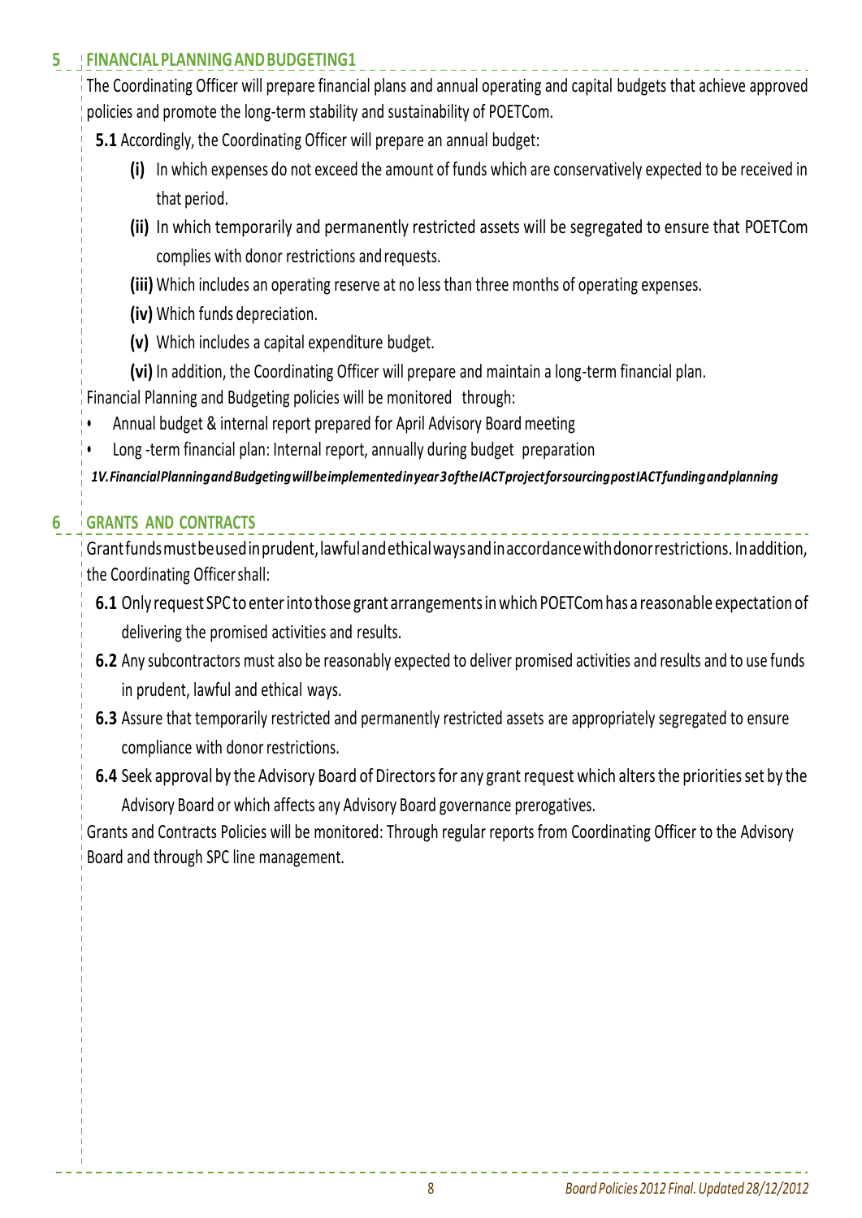## 5 FINANCIAL PLANNING AND BUDGETING1

The Coordinating Officer will prepare financial plans and annual operating and capital budgets that achieve approved policies and promote the long-term stability and sustainability of POETCom.

**5.1** Accordingly, the Coordinating Officer will prepare an annual budget:

- **(i)** In which expenses do not exceed the amount of funds which are conservatively expected to be received in that period.
- **(ii)** In which temporarily and permanently restricted assets will be segregated to ensure that POETCom complies with donor restrictions and requests.
- **(iii)** Which includes an operating reserve at no less than three months of operating expenses.
- **(iv)** Which funds depreciation.
- **(v)** Which includes a capital expenditure budget.
- **(vi)** In addition, the Coordinating Officer will prepare and maintain a long-term financial plan.

Financial Planning and Budgeting policies will be monitored through:

- Annual budget & internal report prepared for April Advisory Board meeting
- Long -term financial plan: Internal report, annually during budget preparation

*1V. Financial Planning and Budgeting will be implemented in year 3 of the IACT project for sourcing post IACT funding and planning*

## 6 GRANTS AND CONTRACTS

Grant funds must be used in prudent, lawful and ethical ways and in accordance with donor restrictions. In addition, the Coordinating Officer shall:

**6.1** Only request SPC to enter into those grant arrangements in which POETCom has a reasonable expectation of delivering the promised activities and results.

**6.2** Any subcontractors must also be reasonably expected to deliver promised activities and results and to use funds in prudent, lawful and ethical ways.

**6.3** Assure that temporarily restricted and permanently restricted assets are appropriately segregated to ensure compliance with donor restrictions.

**6.4** Seek approval by the Advisory Board of Directors for any grant request which alters the priorities set by the Advisory Board or which affects any Advisory Board governance prerogatives.

Grants and Contracts Policies will be monitored: Through regular reports from Coordinating Officer to the Advisory Board and through SPC line management.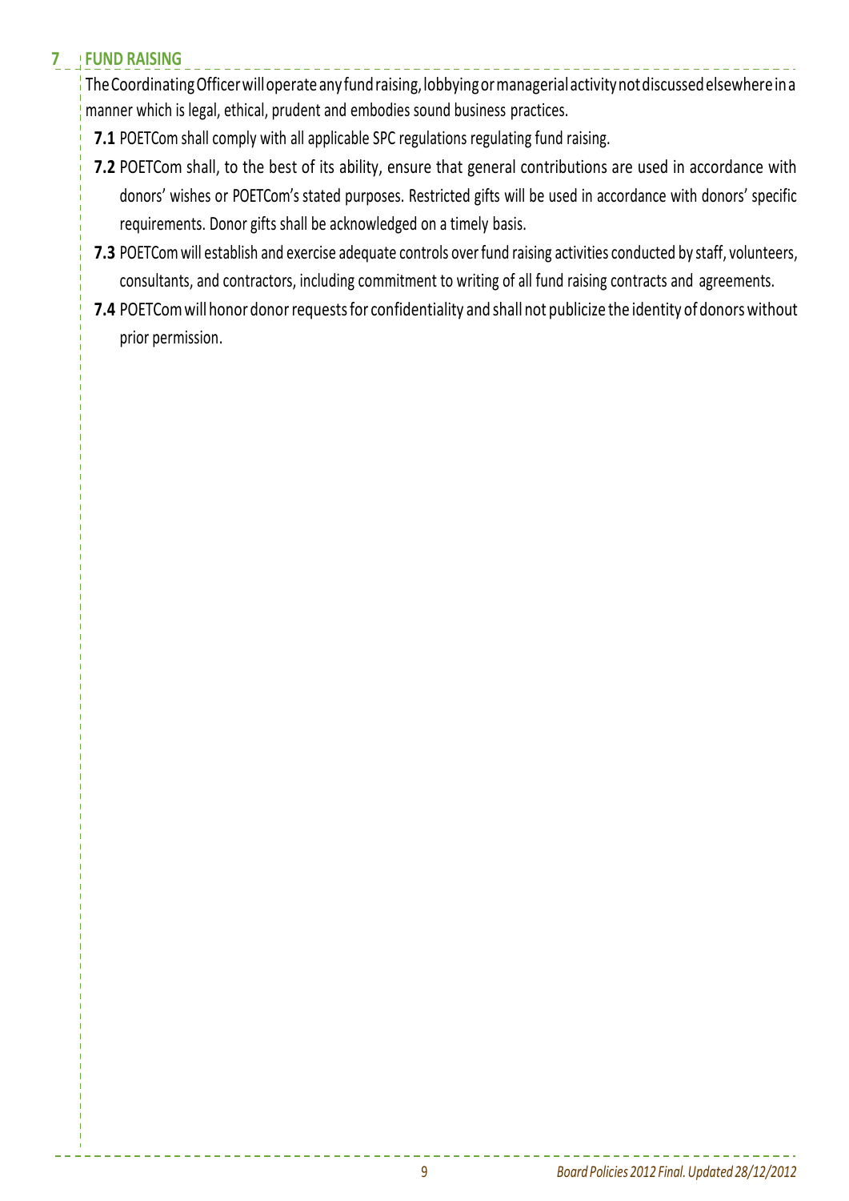## 7 FUND RAISING

The Coordinating Officer will operate any fund raising, lobbying or managerial activity not discussed elsewhere in a manner which is legal, ethical, prudent and embodies sound business practices.

**7.1** POETCom shall comply with all applicable SPC regulations regulating fund raising.

**7.2** POETCom shall, to the best of its ability, ensure that general contributions are used in accordance with donors' wishes or POETCom's stated purposes. Restricted gifts will be used in accordance with donors' specific requirements. Donor gifts shall be acknowledged on a timely basis.

**7.3** POETCom will establish and exercise adequate controls over fund raising activities conducted by staff, volunteers, consultants, and contractors, including commitment to writing of all fund raising contracts and agreements.

**7.4** POETCom will honor donor requests for confidentiality and shall not publicize the identity of donors without prior permission.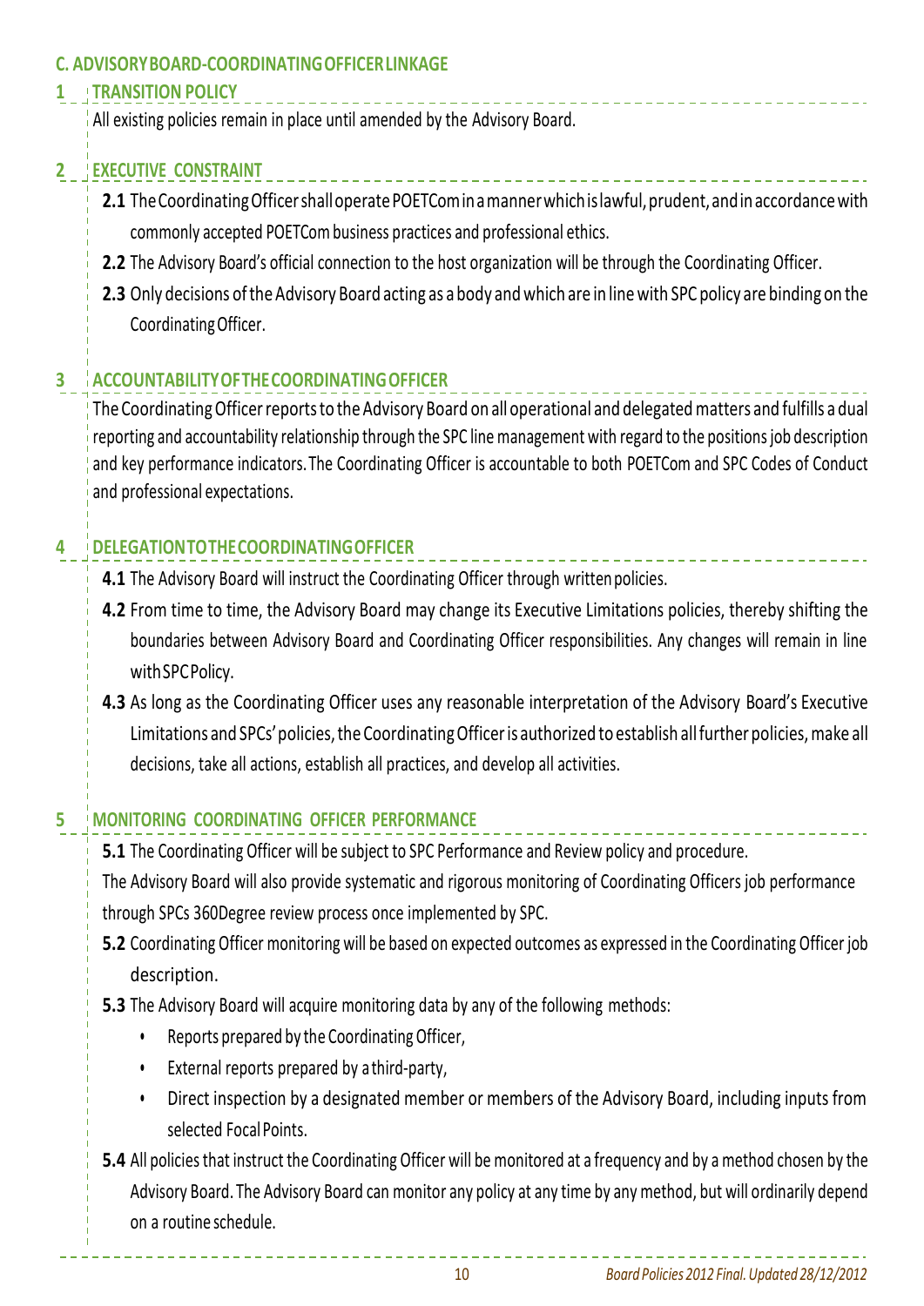## C. ADVISORY BOARD-COORDINATING OFFICER LINKAGE

### 1 TRANSITION POLICY

All existing policies remain in place until amended by the Advisory Board.

### 2 EXECUTIVE CONSTRAINT

**2.1** The Coordinating Officer shall operate POETCom in a manner which is lawful, prudent, and in accordance with commonly accepted POETCom business practices and professional ethics.

**2.2** The Advisory Board's official connection to the host organization will be through the Coordinating Officer.

**2.3** Only decisions of the Advisory Board acting as a body and which are in line with SPC policy are binding on the Coordinating Officer.

### 3 ACCOUNTABILITY OF THE COORDINATING OFFICER

The Coordinating Officer reports to the Advisory Board on all operational and delegated matters and fulfills a dual reporting and accountability relationship through the SPC line management with regard to the positions job description and key performance indicators. The Coordinating Officer is accountable to both POETCom and SPC Codes of Conduct and professional expectations.

### 4 DELEGATION TO THE COORDINATING OFFICER

**4.1** The Advisory Board will instruct the Coordinating Officer through written policies.

**4.2** From time to time, the Advisory Board may change its Executive Limitations policies, thereby shifting the boundaries between Advisory Board and Coordinating Officer responsibilities. Any changes will remain in line with SPC Policy.

**4.3** As long as the Coordinating Officer uses any reasonable interpretation of the Advisory Board's Executive Limitations and SPCs' policies, the Coordinating Officer is authorized to establish all further policies, make all decisions, take all actions, establish all practices, and develop all activities.

### 5 MONITORING COORDINATING OFFICER PERFORMANCE

**5.1** The Coordinating Officer will be subject to SPC Performance and Review policy and procedure.

The Advisory Board will also provide systematic and rigorous monitoring of Coordinating Officers job performance through SPCs 360Degree review process once implemented by SPC.

**5.2** Coordinating Officer monitoring will be based on expected outcomes as expressed in the Coordinating Officer job description.

**5.3** The Advisory Board will acquire monitoring data by any of the following methods:

- Reports prepared by the Coordinating Officer,
- External reports prepared by a third-party,
- Direct inspection by a designated member or members of the Advisory Board, including inputs from selected Focal Points.

**5.4** All policies that instruct the Coordinating Officer will be monitored at a frequency and by a method chosen by the Advisory Board. The Advisory Board can monitor any policy at any time by any method, but will ordinarily depend on a routine schedule.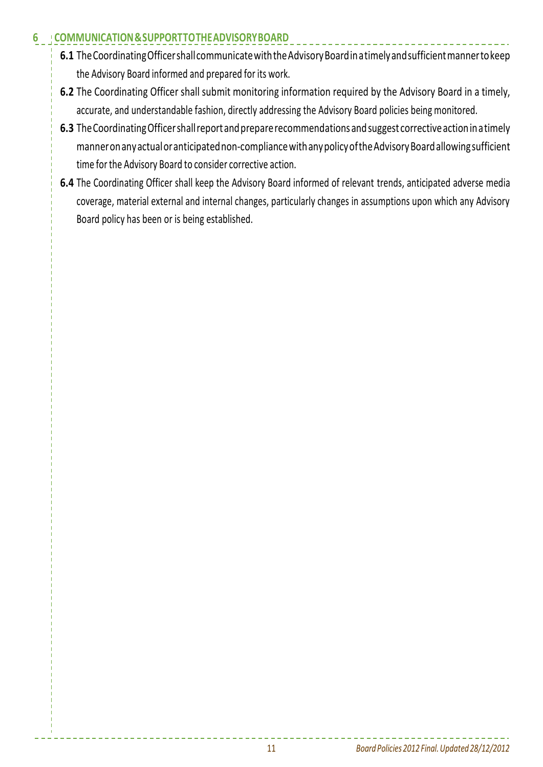## 6 COMMUNICATION & SUPPORT TO THE ADVISORY BOARD

**6.1** The Coordinating Officer shall communicate with the Advisory Board in a timely and sufficient manner to keep the Advisory Board informed and prepared for its work.

**6.2** The Coordinating Officer shall submit monitoring information required by the Advisory Board in a timely, accurate, and understandable fashion, directly addressing the Advisory Board policies being monitored.

**6.3** The Coordinating Officer shall report and prepare recommendations and suggest corrective action in a timely manner on any actual or anticipated non-compliance with any policy of the Advisory Board allowing sufficient time for the Advisory Board to consider corrective action.

**6.4** The Coordinating Officer shall keep the Advisory Board informed of relevant trends, anticipated adverse media coverage, material external and internal changes, particularly changes in assumptions upon which any Advisory Board policy has been or is being established.